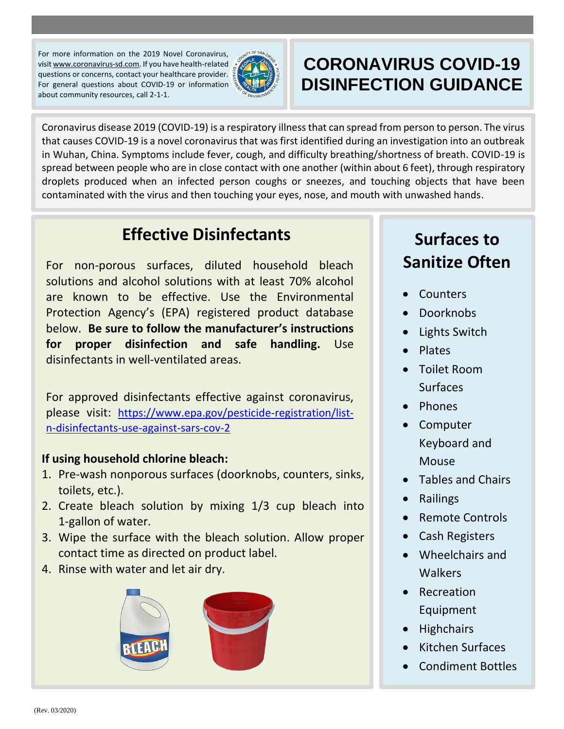For more information on the 2019 Novel Coronavirus, visit www.coronavirus-sd.com. If you have health-related questions or concerns, contact your healthcare provider. For general questions about COVID-19 or information about community resources, call 2-1-1.

# CORONAVIRUS COVID-19 DISINFECTION GUIDANCE

Coronavirus disease 2019 (COVID-19) is a respiratory illness that can spread from person to person. The virus that causes COVID-19 is a novel coronavirus that was first identified during an investigation into an outbreak in Wuhan, China. Symptoms include fever, cough, and difficulty breathing/shortness of breath. COVID-19 is spread between people who are in close contact with one another (within about 6 feet), through respiratory droplets produced when an infected person coughs or sneezes, and touching objects that have been contaminated with the virus and then touching your eyes, nose, and mouth with unwashed hands.

## Effective Disinfectants

For non-porous surfaces, diluted household bleach solutions and alcohol solutions with at least 70% alcohol are known to be effective. Use the Environmental Protection Agency's (EPA) registered product database below. **Be sure to follow the manufacturer's instructions for proper disinfection and safe handling.** Use disinfectants in well-ventilated areas.

For approved disinfectants effective against coronavirus, please visit: https://www.epa.gov/pesticide-registration/list-n-disinfectants-use-against-sars-cov-2

**If using household chlorine bleach:**

1. Pre-wash nonporous surfaces (doorknobs, counters, sinks, toilets, etc.).
2. Create bleach solution by mixing 1/3 cup bleach into 1-gallon of water.
3. Wipe the surface with the bleach solution. Allow proper contact time as directed on product label.
4. Rinse with water and let air dry.

## Surfaces to Sanitize Often

- Counters
- Doorknobs
- Lights Switch
- Plates
- Toilet Room Surfaces
- Phones
- Computer Keyboard and Mouse
- Tables and Chairs
- Railings
- Remote Controls
- Cash Registers
- Wheelchairs and Walkers
- Recreation Equipment
- Highchairs
- Kitchen Surfaces
- Condiment Bottles

(Rev. 03/2020)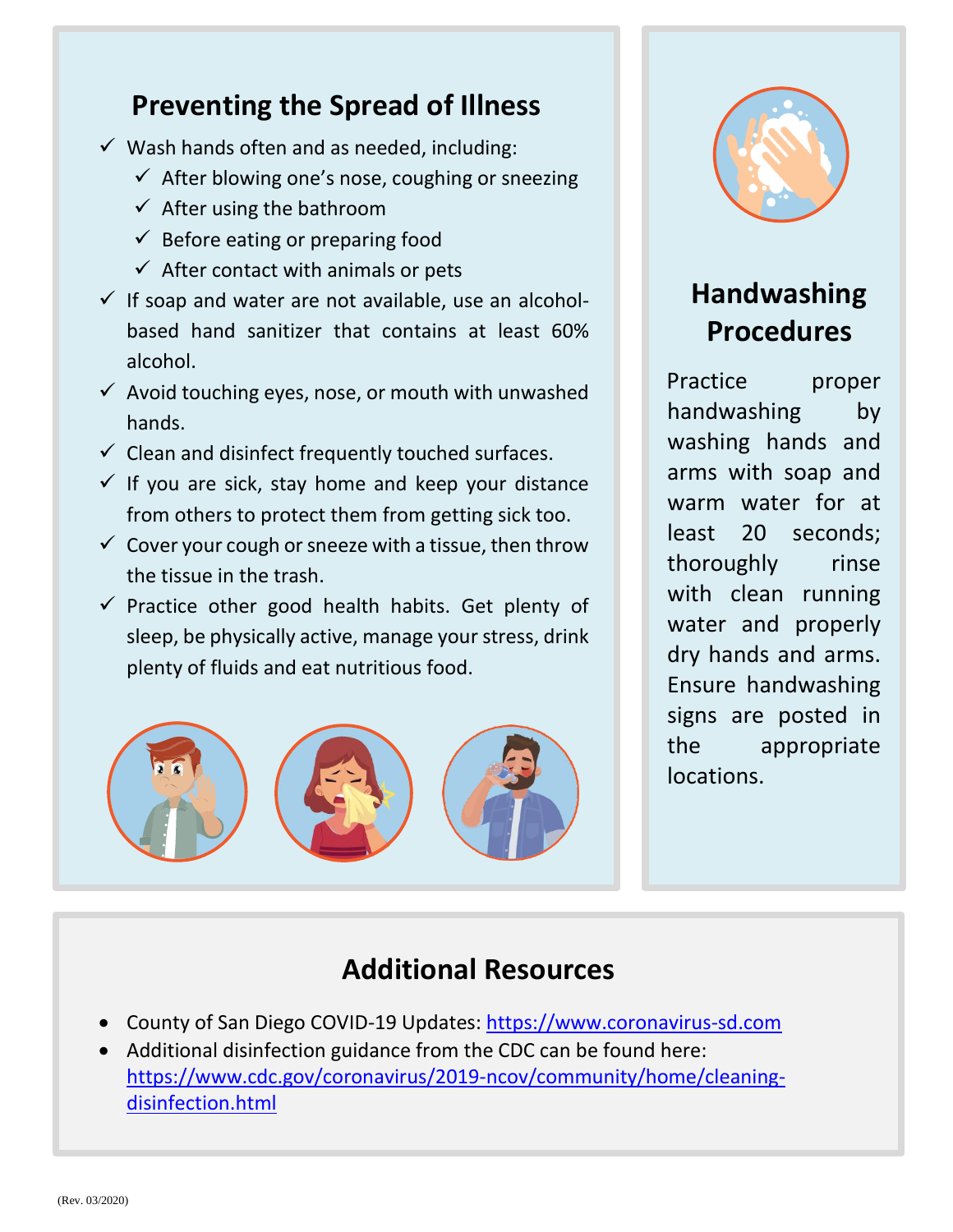## Preventing the Spread of Illness

- ✓ Wash hands often and as needed, including:
  - ✓ After blowing one's nose, coughing or sneezing
  - ✓ After using the bathroom
  - ✓ Before eating or preparing food
  - ✓ After contact with animals or pets
- ✓ If soap and water are not available, use an alcohol-based hand sanitizer that contains at least 60% alcohol.
- ✓ Avoid touching eyes, nose, or mouth with unwashed hands.
- ✓ Clean and disinfect frequently touched surfaces.
- ✓ If you are sick, stay home and keep your distance from others to protect them from getting sick too.
- ✓ Cover your cough or sneeze with a tissue, then throw the tissue in the trash.
- ✓ Practice other good health habits. Get plenty of sleep, be physically active, manage your stress, drink plenty of fluids and eat nutritious food.

## Handwashing Procedures

Practice proper handwashing by washing hands and arms with soap and warm water for at least 20 seconds; thoroughly rinse with clean running water and properly dry hands and arms. Ensure handwashing signs are posted in the appropriate locations.

## Additional Resources

- County of San Diego COVID-19 Updates: https://www.coronavirus-sd.com
- Additional disinfection guidance from the CDC can be found here: https://www.cdc.gov/coronavirus/2019-ncov/community/home/cleaning-disinfection.html

(Rev. 03/2020)